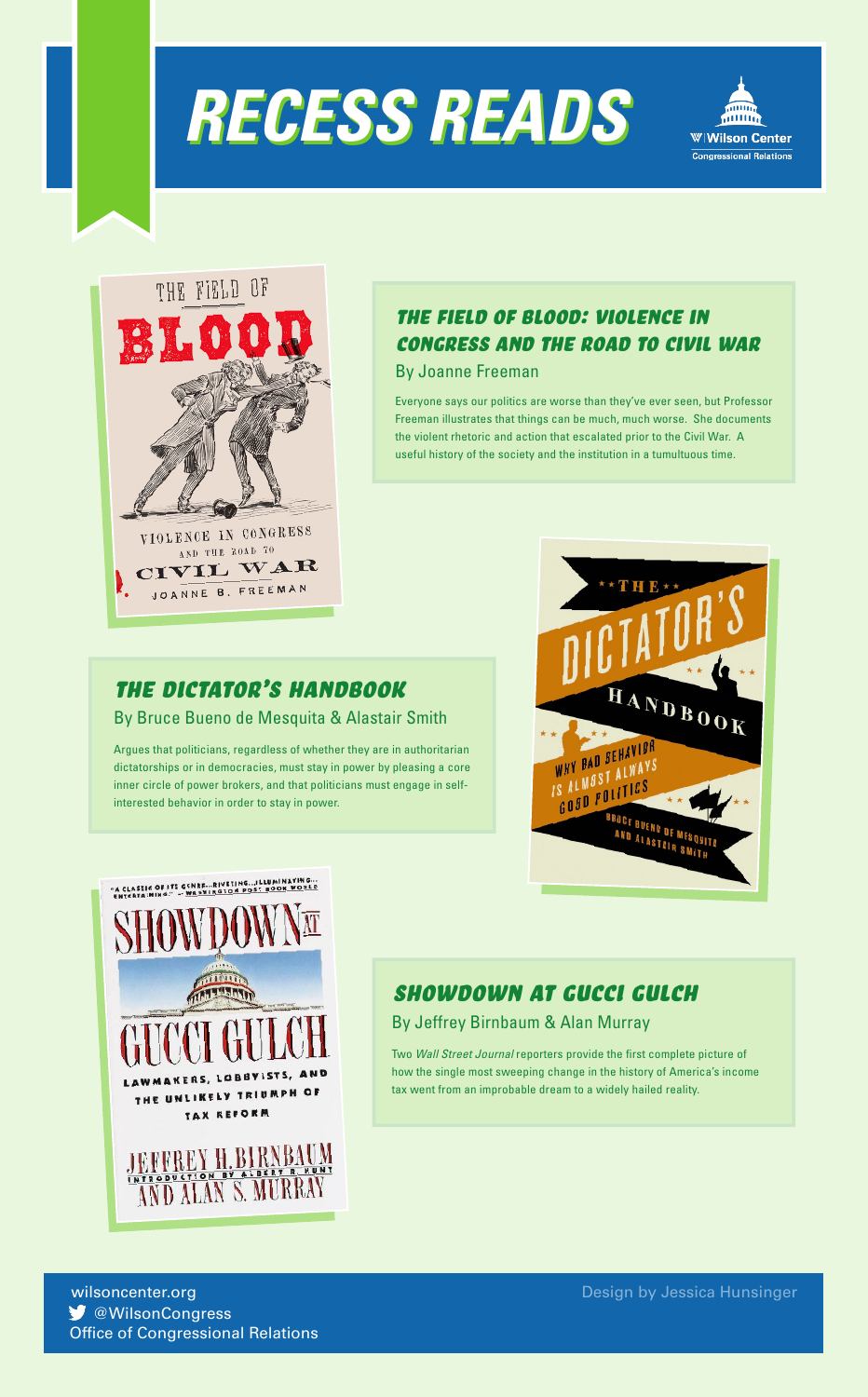# RECESS READS

Wilson Center
Congressional Relations

### *The Field of Blood: Violence in Congress and the Road to Civil War*

By Joanne Freeman

Everyone says our politics are worse than they've ever seen, but Professor Freeman illustrates that things can be much, much worse. She documents the violent rhetoric and action that escalated prior to the Civil War. A useful history of the society and the institution in a tumultuous time.

### *The Dictator's Handbook*

By Bruce Bueno de Mesquita & Alastair Smith

Argues that politicians, regardless of whether they are in authoritarian dictatorships or in democracies, must stay in power by pleasing a core inner circle of power brokers, and that politicians must engage in self-interested behavior in order to stay in power.

### *Showdown at Gucci Gulch*

By Jeffrey Birnbaum & Alan Murray

Two *Wall Street Journal* reporters provide the first complete picture of how the single most sweeping change in the history of America's income tax went from an improbable dream to a widely hailed reality.

wilsoncenter.org
@WilsonCongress
Office of Congressional Relations

Design by Jessica Hunsinger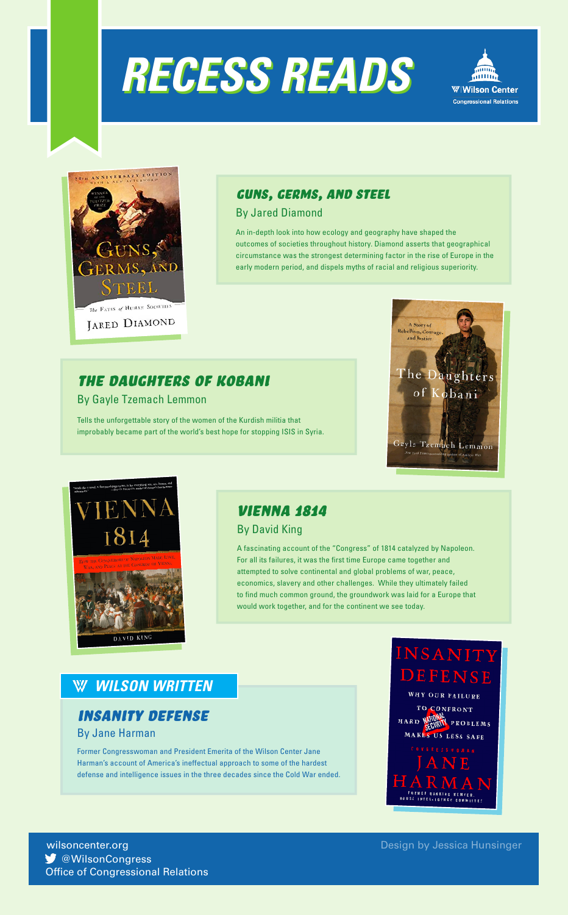# RECESS READS

Wilson Center
Congressional Relations

## GUNS, GERMS, AND STEEL

By Jared Diamond

An in-depth look into how ecology and geography have shaped the outcomes of societies throughout history. Diamond asserts that geographical circumstance was the strongest determining factor in the rise of Europe in the early modern period, and dispels myths of racial and religious superiority.

## THE DAUGHTERS OF KOBANI

By Gayle Tzemach Lemmon

Tells the unforgettable story of the women of the Kurdish militia that improbably became part of the world's best hope for stopping ISIS in Syria.

## VIENNA 1814

By David King

A fascinating account of the "Congress" of 1814 catalyzed by Napoleon. For all its failures, it was the first time Europe came together and attempted to solve continental and global problems of war, peace, economics, slavery and other challenges. While they ultimately failed to find much common ground, the groundwork was laid for a Europe that would work together, and for the continent we see today.

## WILSON WRITTEN

### INSANITY DEFENSE

By Jane Harman

Former Congresswoman and President Emerita of the Wilson Center Jane Harman's account of America's ineffectual approach to some of the hardest defense and intelligence issues in the three decades since the Cold War ended.

wilsoncenter.org
@WilsonCongress
Office of Congressional Relations

Design by Jessica Hunsinger